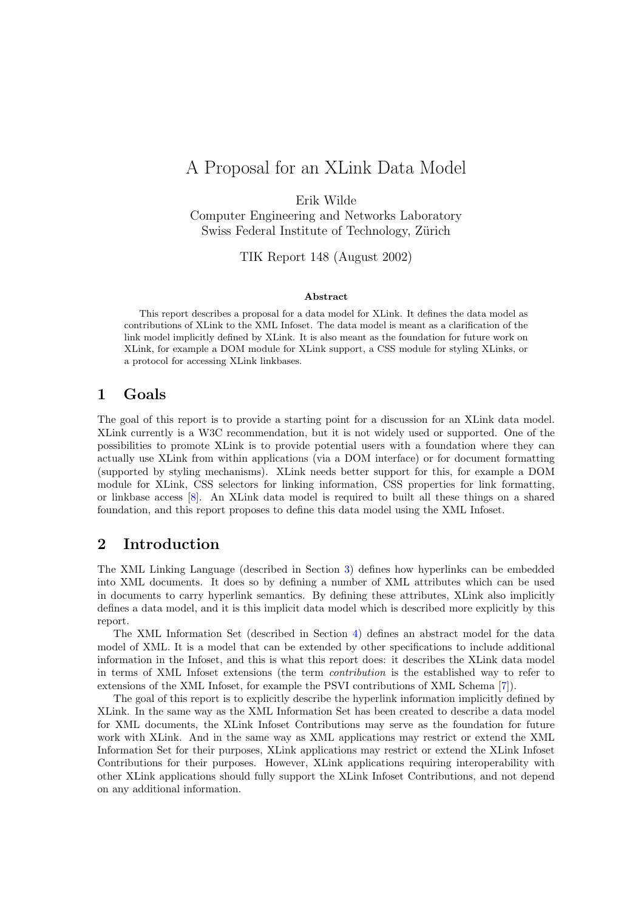# A Proposal for an XLink Data Model

Erik Wilde
Computer Engineering and Networks Laboratory
Swiss Federal Institute of Technology, Zürich

TIK Report 148 (August 2002)

**Abstract**

This report describes a proposal for a data model for XLink. It defines the data model as contributions of XLink to the XML Infoset. The data model is meant as a clarification of the link model implicitly defined by XLink. It is also meant as the foundation for future work on XLink, for example a DOM module for XLink support, a CSS module for styling XLinks, or a protocol for accessing XLink linkbases.

## 1 Goals

The goal of this report is to provide a starting point for a discussion for an XLink data model. XLink currently is a W3C recommendation, but it is not widely used or supported. One of the possibilities to promote XLink is to provide potential users with a foundation where they can actually use XLink from within applications (via a DOM interface) or for document formatting (supported by styling mechanisms). XLink needs better support for this, for example a DOM module for XLink, CSS selectors for linking information, CSS properties for link formatting, or linkbase access [8]. An XLink data model is required to built all these things on a shared foundation, and this report proposes to define this data model using the XML Infoset.

## 2 Introduction

The XML Linking Language (described in Section 3) defines how hyperlinks can be embedded into XML documents. It does so by defining a number of XML attributes which can be used in documents to carry hyperlink semantics. By defining these attributes, XLink also implicitly defines a data model, and it is this implicit data model which is described more explicitly by this report.

The XML Information Set (described in Section 4) defines an abstract model for the data model of XML. It is a model that can be extended by other specifications to include additional information in the Infoset, and this is what this report does: it describes the XLink data model in terms of XML Infoset extensions (the term *contribution* is the established way to refer to extensions of the XML Infoset, for example the PSVI contributions of XML Schema [7]).

The goal of this report is to explicitly describe the hyperlink information implicitly defined by XLink. In the same way as the XML Information Set has been created to describe a data model for XML documents, the XLink Infoset Contributions may serve as the foundation for future work with XLink. And in the same way as XML applications may restrict or extend the XML Information Set for their purposes, XLink applications may restrict or extend the XLink Infoset Contributions for their purposes. However, XLink applications requiring interoperability with other XLink applications should fully support the XLink Infoset Contributions, and not depend on any additional information.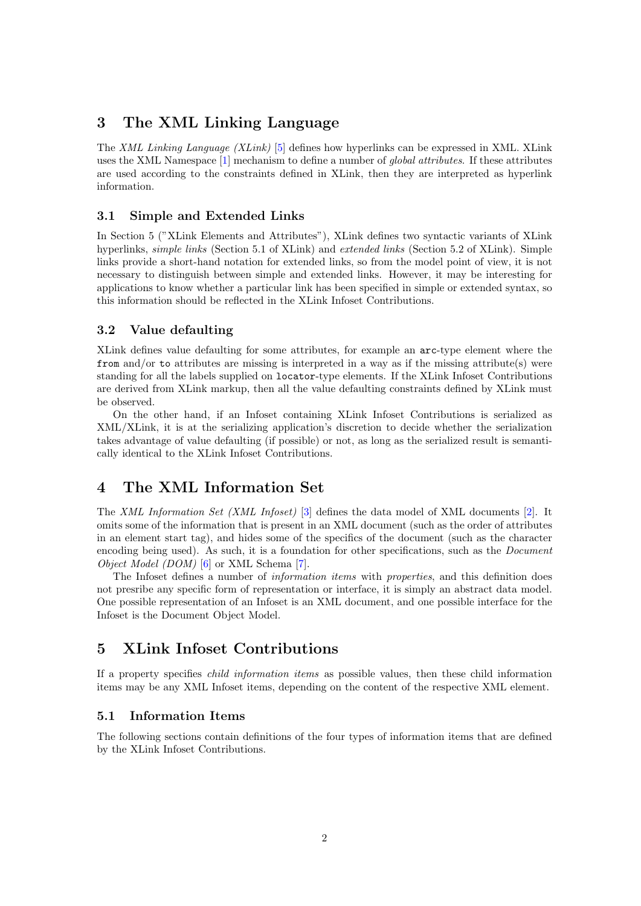## 3 The XML Linking Language

The *XML Linking Language (XLink)* [5] defines how hyperlinks can be expressed in XML. XLink uses the XML Namespace [1] mechanism to define a number of *global attributes*. If these attributes are used according to the constraints defined in XLink, then they are interpreted as hyperlink information.

### 3.1 Simple and Extended Links

In Section 5 ("XLink Elements and Attributes"), XLink defines two syntactic variants of XLink hyperlinks, *simple links* (Section 5.1 of XLink) and *extended links* (Section 5.2 of XLink). Simple links provide a short-hand notation for extended links, so from the model point of view, it is not necessary to distinguish between simple and extended links. However, it may be interesting for applications to know whether a particular link has been specified in simple or extended syntax, so this information should be reflected in the XLink Infoset Contributions.

### 3.2 Value defaulting

XLink defines value defaulting for some attributes, for example an `arc`-type element where the `from` and/or `to` attributes are missing is interpreted in a way as if the missing attribute(s) were standing for all the labels supplied on `locator`-type elements. If the XLink Infoset Contributions are derived from XLink markup, then all the value defaulting constraints defined by XLink must be observed.

On the other hand, if an Infoset containing XLink Infoset Contributions is serialized as XML/XLink, it is at the serializing application's discretion to decide whether the serialization takes advantage of value defaulting (if possible) or not, as long as the serialized result is semantically identical to the XLink Infoset Contributions.

## 4 The XML Information Set

The *XML Information Set (XML Infoset)* [3] defines the data model of XML documents [2]. It omits some of the information that is present in an XML document (such as the order of attributes in an element start tag), and hides some of the specifics of the document (such as the character encoding being used). As such, it is a foundation for other specifications, such as the *Document Object Model (DOM)* [6] or XML Schema [7].

The Infoset defines a number of *information items* with *properties*, and this definition does not presribe any specific form of representation or interface, it is simply an abstract data model. One possible representation of an Infoset is an XML document, and one possible interface for the Infoset is the Document Object Model.

## 5 XLink Infoset Contributions

If a property specifies *child information items* as possible values, then these child information items may be any XML Infoset items, depending on the content of the respective XML element.

### 5.1 Information Items

The following sections contain definitions of the four types of information items that are defined by the XLink Infoset Contributions.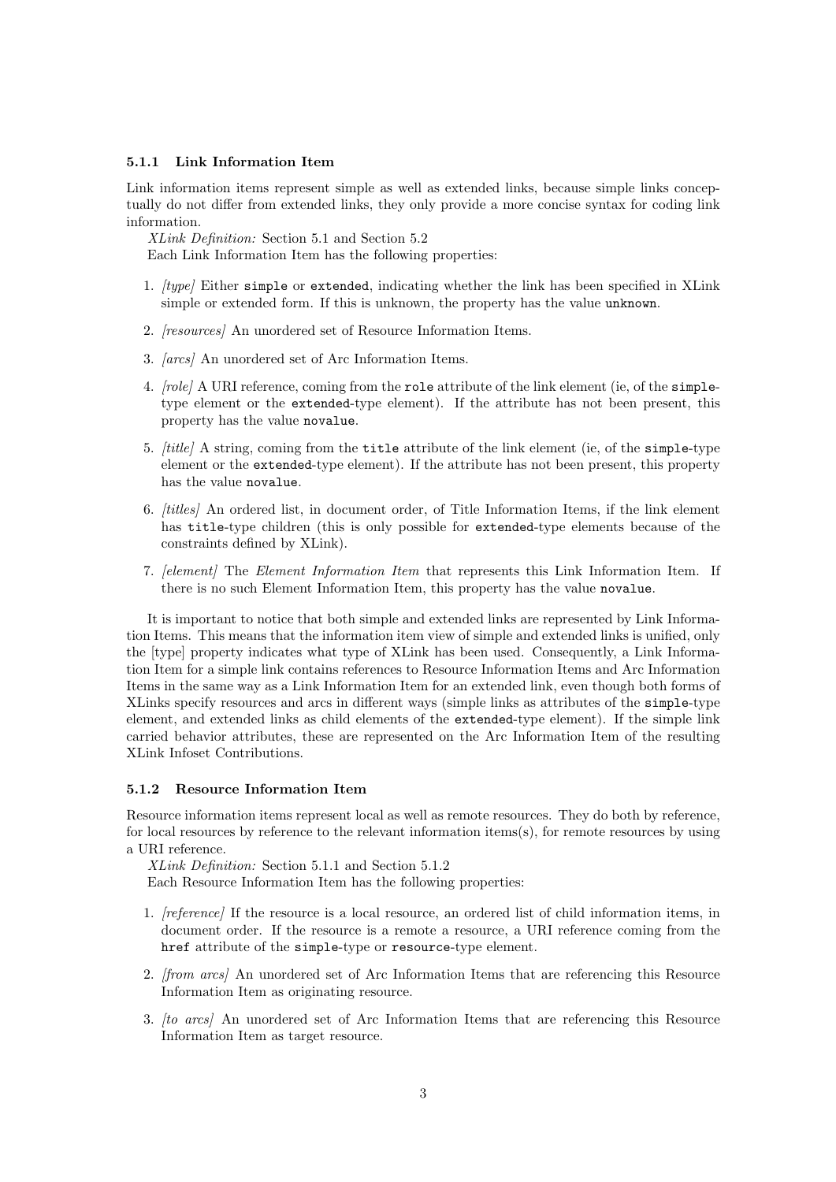### 5.1.1 Link Information Item

Link information items represent simple as well as extended links, because simple links conceptually do not differ from extended links, they only provide a more concise syntax for coding link information.

*XLink Definition:* Section 5.1 and Section 5.2

Each Link Information Item has the following properties:

1. *[type]* Either `simple` or `extended`, indicating whether the link has been specified in XLink simple or extended form. If this is unknown, the property has the value `unknown`.
2. *[resources]* An unordered set of Resource Information Items.
3. *[arcs]* An unordered set of Arc Information Items.
4. *[role]* A URI reference, coming from the `role` attribute of the link element (ie, of the `simple`-type element or the `extended`-type element). If the attribute has not been present, this property has the value `novalue`.
5. *[title]* A string, coming from the `title` attribute of the link element (ie, of the `simple`-type element or the `extended`-type element). If the attribute has not been present, this property has the value `novalue`.
6. *[titles]* An ordered list, in document order, of Title Information Items, if the link element has `title`-type children (this is only possible for `extended`-type elements because of the constraints defined by XLink).
7. *[element]* The *Element Information Item* that represents this Link Information Item. If there is no such Element Information Item, this property has the value `novalue`.

It is important to notice that both simple and extended links are represented by Link Information Items. This means that the information item view of simple and extended links is unified, only the [type] property indicates what type of XLink has been used. Consequently, a Link Information Item for a simple link contains references to Resource Information Items and Arc Information Items in the same way as a Link Information Item for an extended link, even though both forms of XLinks specify resources and arcs in different ways (simple links as attributes of the `simple`-type element, and extended links as child elements of the `extended`-type element). If the simple link carried behavior attributes, these are represented on the Arc Information Item of the resulting XLink Infoset Contributions.

### 5.1.2 Resource Information Item

Resource information items represent local as well as remote resources. They do both by reference, for local resources by reference to the relevant information items(s), for remote resources by using a URI reference.

*XLink Definition:* Section 5.1.1 and Section 5.1.2

Each Resource Information Item has the following properties:

1. *[reference]* If the resource is a local resource, an ordered list of child information items, in document order. If the resource is a remote a resource, a URI reference coming from the `href` attribute of the `simple`-type or `resource`-type element.
2. *[from arcs]* An unordered set of Arc Information Items that are referencing this Resource Information Item as originating resource.
3. *[to arcs]* An unordered set of Arc Information Items that are referencing this Resource Information Item as target resource.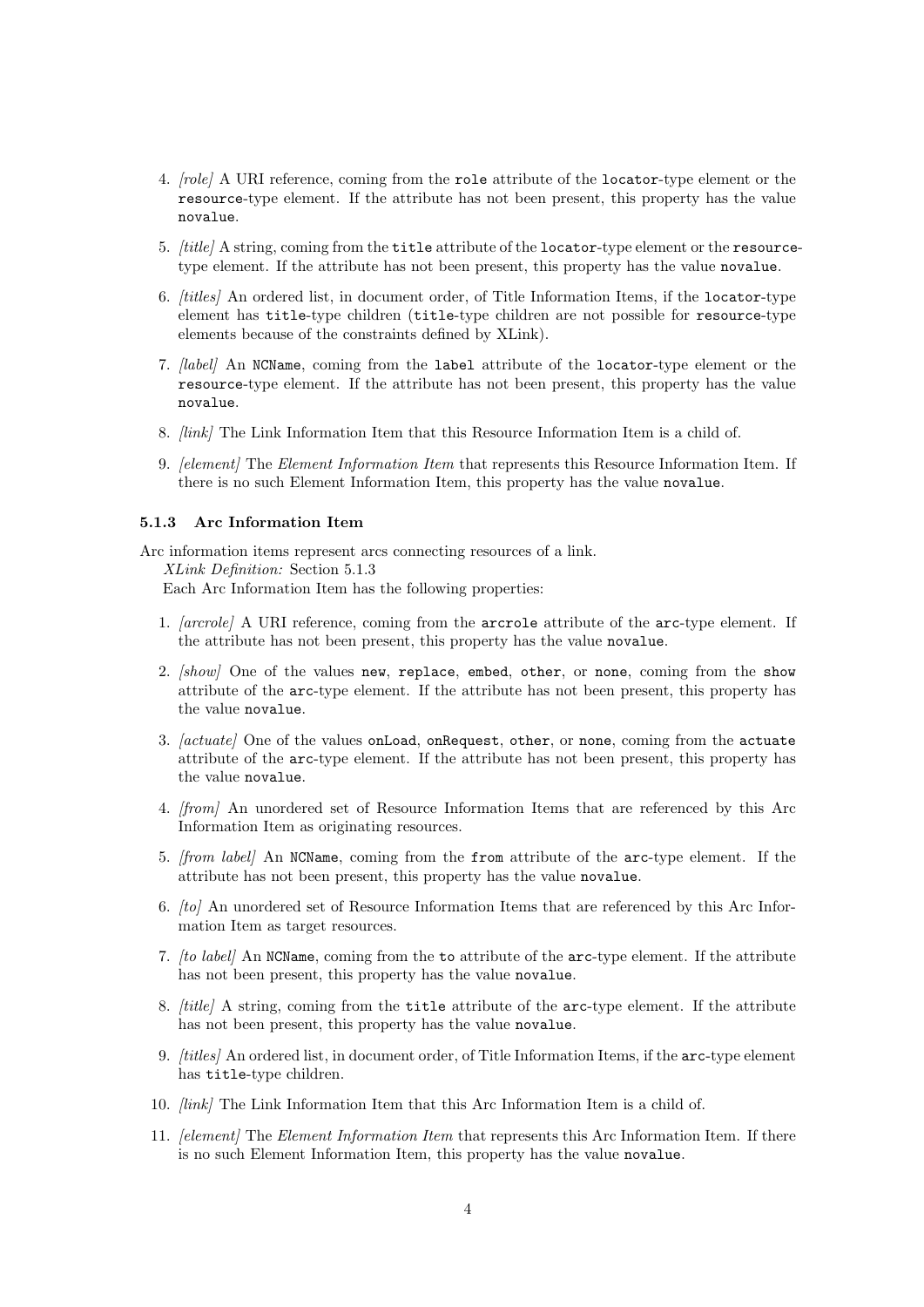4. *[role]* A URI reference, coming from the `role` attribute of the `locator`-type element or the `resource`-type element. If the attribute has not been present, this property has the value `novalue`.

5. *[title]* A string, coming from the `title` attribute of the `locator`-type element or the `resource`-type element. If the attribute has not been present, this property has the value `novalue`.

6. *[titles]* An ordered list, in document order, of Title Information Items, if the `locator`-type element has `title`-type children (`title`-type children are not possible for `resource`-type elements because of the constraints defined by XLink).

7. *[label]* An `NCName`, coming from the `label` attribute of the `locator`-type element or the `resource`-type element. If the attribute has not been present, this property has the value `novalue`.

8. *[link]* The Link Information Item that this Resource Information Item is a child of.

9. *[element]* The *Element Information Item* that represents this Resource Information Item. If there is no such Element Information Item, this property has the value `novalue`.

### 5.1.3 Arc Information Item

Arc information items represent arcs connecting resources of a link.

*XLink Definition:* Section 5.1.3

Each Arc Information Item has the following properties:

1. *[arcrole]* A URI reference, coming from the `arcrole` attribute of the `arc`-type element. If the attribute has not been present, this property has the value `novalue`.

2. *[show]* One of the values `new`, `replace`, `embed`, `other`, or `none`, coming from the `show` attribute of the `arc`-type element. If the attribute has not been present, this property has the value `novalue`.

3. *[actuate]* One of the values `onLoad`, `onRequest`, `other`, or `none`, coming from the `actuate` attribute of the `arc`-type element. If the attribute has not been present, this property has the value `novalue`.

4. *[from]* An unordered set of Resource Information Items that are referenced by this Arc Information Item as originating resources.

5. *[from label]* An `NCName`, coming from the `from` attribute of the `arc`-type element. If the attribute has not been present, this property has the value `novalue`.

6. *[to]* An unordered set of Resource Information Items that are referenced by this Arc Information Item as target resources.

7. *[to label]* An `NCName`, coming from the `to` attribute of the `arc`-type element. If the attribute has not been present, this property has the value `novalue`.

8. *[title]* A string, coming from the `title` attribute of the `arc`-type element. If the attribute has not been present, this property has the value `novalue`.

9. *[titles]* An ordered list, in document order, of Title Information Items, if the `arc`-type element has `title`-type children.

10. *[link]* The Link Information Item that this Arc Information Item is a child of.

11. *[element]* The *Element Information Item* that represents this Arc Information Item. If there is no such Element Information Item, this property has the value `novalue`.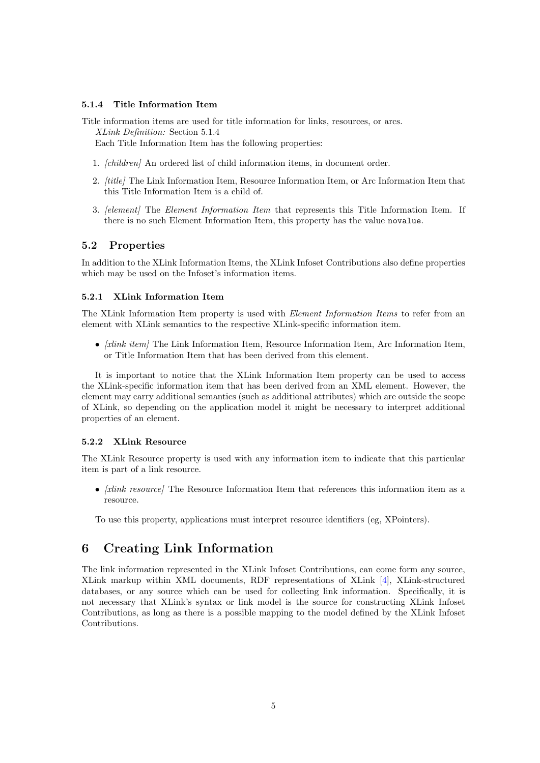#### 5.1.4 Title Information Item

Title information items are used for title information for links, resources, or arcs.

*XLink Definition:* Section 5.1.4

Each Title Information Item has the following properties:

1. *[children]* An ordered list of child information items, in document order.
2. *[title]* The Link Information Item, Resource Information Item, or Arc Information Item that this Title Information Item is a child of.
3. *[element]* The *Element Information Item* that represents this Title Information Item. If there is no such Element Information Item, this property has the value `novalue`.

### 5.2 Properties

In addition to the XLink Information Items, the XLink Infoset Contributions also define properties which may be used on the Infoset's information items.

#### 5.2.1 XLink Information Item

The XLink Information Item property is used with *Element Information Items* to refer from an element with XLink semantics to the respective XLink-specific information item.

- *[xlink item]* The Link Information Item, Resource Information Item, Arc Information Item, or Title Information Item that has been derived from this element.

It is important to notice that the XLink Information Item property can be used to access the XLink-specific information item that has been derived from an XML element. However, the element may carry additional semantics (such as additional attributes) which are outside the scope of XLink, so depending on the application model it might be necessary to interpret additional properties of an element.

#### 5.2.2 XLink Resource

The XLink Resource property is used with any information item to indicate that this particular item is part of a link resource.

- *[xlink resource]* The Resource Information Item that references this information item as a resource.

To use this property, applications must interpret resource identifiers (eg, XPointers).

## 6 Creating Link Information

The link information represented in the XLink Infoset Contributions, can come form any source, XLink markup within XML documents, RDF representations of XLink [4], XLink-structured databases, or any source which can be used for collecting link information. Specifically, it is not necessary that XLink's syntax or link model is the source for constructing XLink Infoset Contributions, as long as there is a possible mapping to the model defined by the XLink Infoset Contributions.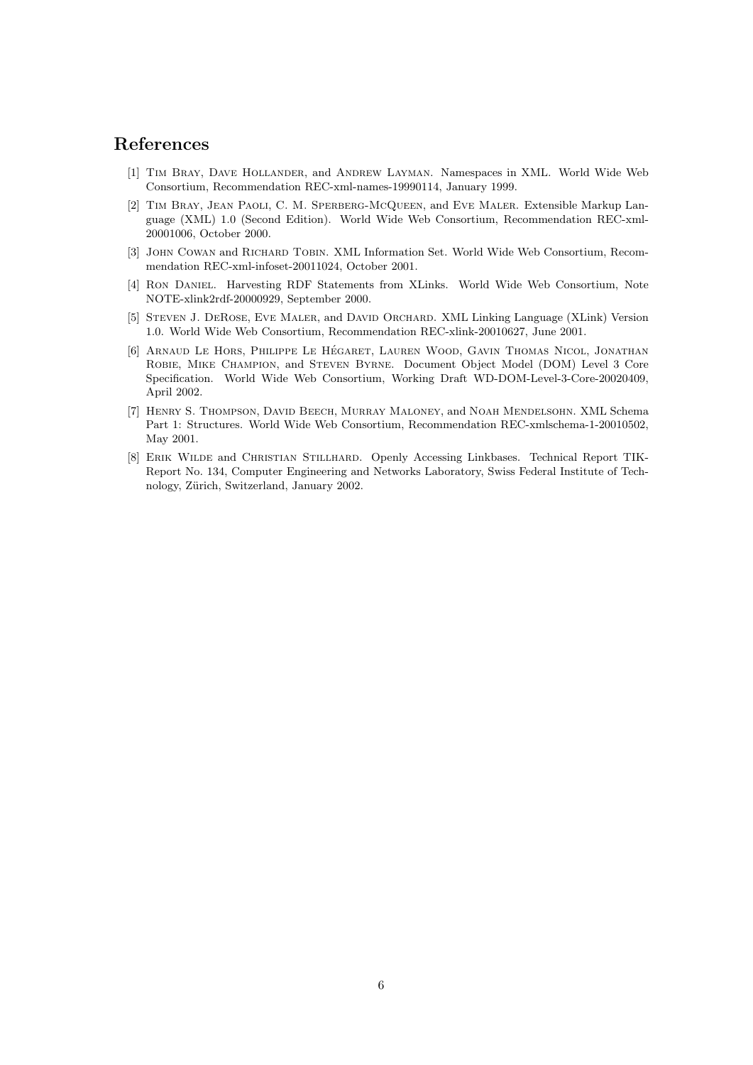## References

[1] Tim Bray, Dave Hollander, and Andrew Layman. Namespaces in XML. World Wide Web Consortium, Recommendation REC-xml-names-19990114, January 1999.

[2] Tim Bray, Jean Paoli, C. M. Sperberg-McQueen, and Eve Maler. Extensible Markup Language (XML) 1.0 (Second Edition). World Wide Web Consortium, Recommendation REC-xml-20001006, October 2000.

[3] John Cowan and Richard Tobin. XML Information Set. World Wide Web Consortium, Recommendation REC-xml-infoset-20011024, October 2001.

[4] Ron Daniel. Harvesting RDF Statements from XLinks. World Wide Web Consortium, Note NOTE-xlink2rdf-20000929, September 2000.

[5] Steven J. DeRose, Eve Maler, and David Orchard. XML Linking Language (XLink) Version 1.0. World Wide Web Consortium, Recommendation REC-xlink-20010627, June 2001.

[6] Arnaud Le Hors, Philippe Le Hégaret, Lauren Wood, Gavin Thomas Nicol, Jonathan Robie, Mike Champion, and Steven Byrne. Document Object Model (DOM) Level 3 Core Specification. World Wide Web Consortium, Working Draft WD-DOM-Level-3-Core-20020409, April 2002.

[7] Henry S. Thompson, David Beech, Murray Maloney, and Noah Mendelsohn. XML Schema Part 1: Structures. World Wide Web Consortium, Recommendation REC-xmlschema-1-20010502, May 2001.

[8] Erik Wilde and Christian Stillhard. Openly Accessing Linkbases. Technical Report TIK-Report No. 134, Computer Engineering and Networks Laboratory, Swiss Federal Institute of Technology, Zürich, Switzerland, January 2002.